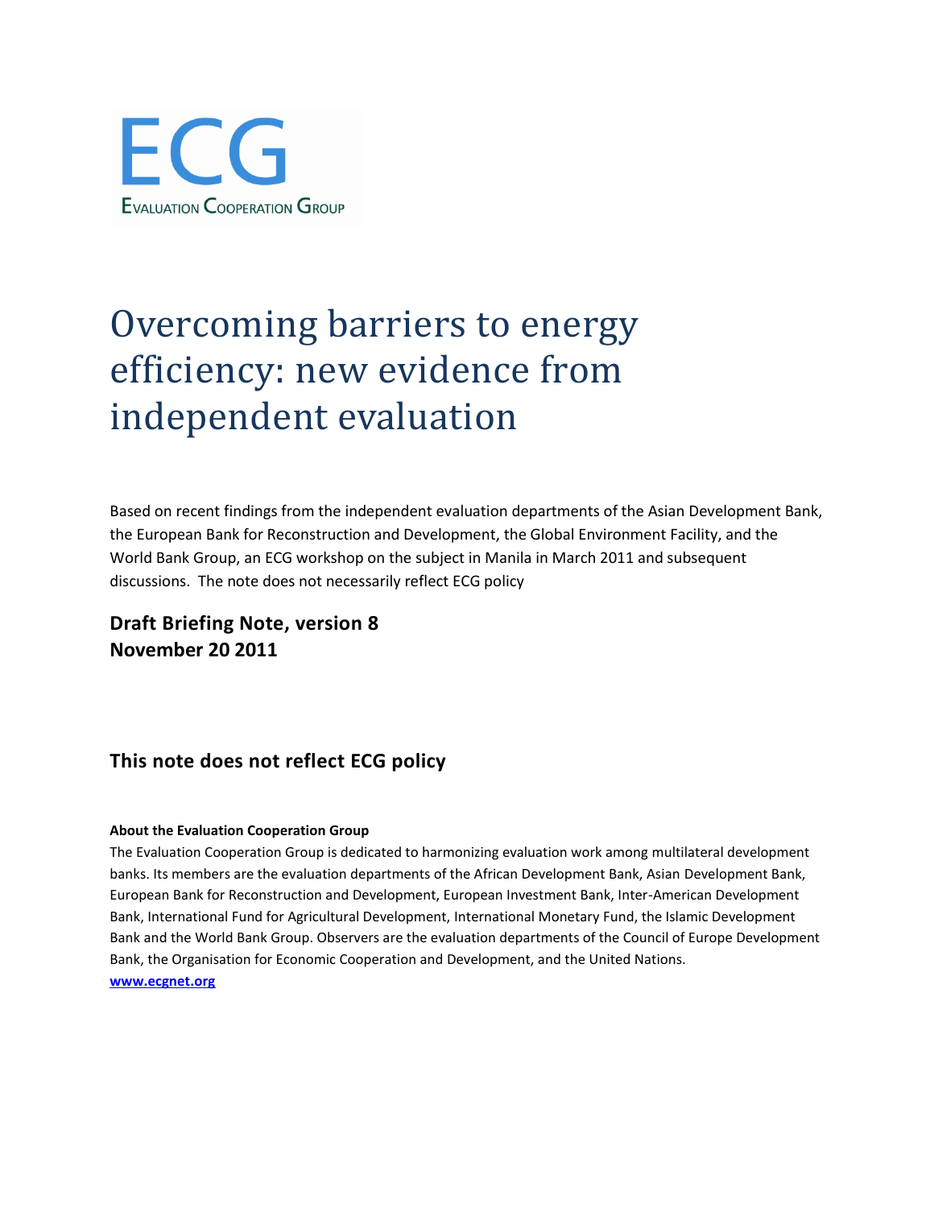ECG

EVALUATION COOPERATION GROUP

# Overcoming barriers to energy efficiency: new evidence from independent evaluation

Based on recent findings from the independent evaluation departments of the Asian Development Bank, the European Bank for Reconstruction and Development, the Global Environment Facility, and the World Bank Group, an ECG workshop on the subject in Manila in March 2011 and subsequent discussions. The note does not necessarily reflect ECG policy

**Draft Briefing Note, version 8**
**November 20 2011**

## This note does not reflect ECG policy

**About the Evaluation Cooperation Group**

The Evaluation Cooperation Group is dedicated to harmonizing evaluation work among multilateral development banks. Its members are the evaluation departments of the African Development Bank, Asian Development Bank, European Bank for Reconstruction and Development, European Investment Bank, Inter-American Development Bank, International Fund for Agricultural Development, International Monetary Fund, the Islamic Development Bank and the World Bank Group. Observers are the evaluation departments of the Council of Europe Development Bank, the Organisation for Economic Cooperation and Development, and the United Nations.

[www.ecgnet.org](http://www.ecgnet.org)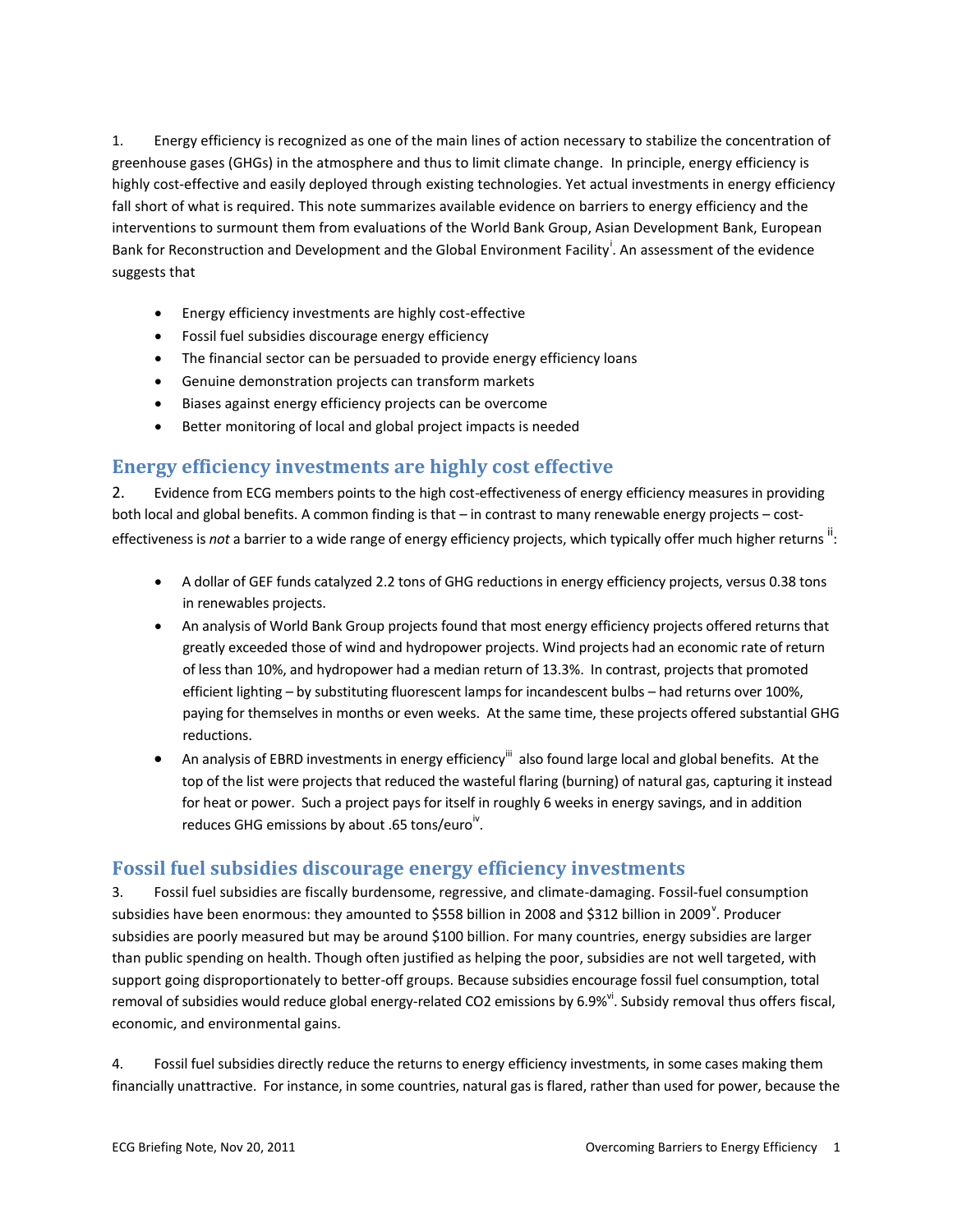1. Energy efficiency is recognized as one of the main lines of action necessary to stabilize the concentration of greenhouse gases (GHGs) in the atmosphere and thus to limit climate change. In principle, energy efficiency is highly cost-effective and easily deployed through existing technologies. Yet actual investments in energy efficiency fall short of what is required. This note summarizes available evidence on barriers to energy efficiency and the interventions to surmount them from evaluations of the World Bank Group, Asian Development Bank, European Bank for Reconstruction and Development and the Global Environment Facility[i]. An assessment of the evidence suggests that

- Energy efficiency investments are highly cost-effective
- Fossil fuel subsidies discourage energy efficiency
- The financial sector can be persuaded to provide energy efficiency loans
- Genuine demonstration projects can transform markets
- Biases against energy efficiency projects can be overcome
- Better monitoring of local and global project impacts is needed

## Energy efficiency investments are highly cost effective

2. Evidence from ECG members points to the high cost-effectiveness of energy efficiency measures in providing both local and global benefits. A common finding is that – in contrast to many renewable energy projects – cost-effectiveness is *not* a barrier to a wide range of energy efficiency projects, which typically offer much higher returns [ii]:

- A dollar of GEF funds catalyzed 2.2 tons of GHG reductions in energy efficiency projects, versus 0.38 tons in renewables projects.
- An analysis of World Bank Group projects found that most energy efficiency projects offered returns that greatly exceeded those of wind and hydropower projects. Wind projects had an economic rate of return of less than 10%, and hydropower had a median return of 13.3%. In contrast, projects that promoted efficient lighting – by substituting fluorescent lamps for incandescent bulbs – had returns over 100%, paying for themselves in months or even weeks. At the same time, these projects offered substantial GHG reductions.
- An analysis of EBRD investments in energy efficiency[iii] also found large local and global benefits. At the top of the list were projects that reduced the wasteful flaring (burning) of natural gas, capturing it instead for heat or power. Such a project pays for itself in roughly 6 weeks in energy savings, and in addition reduces GHG emissions by about .65 tons/euro[iv].

## Fossil fuel subsidies discourage energy efficiency investments

3. Fossil fuel subsidies are fiscally burdensome, regressive, and climate-damaging. Fossil-fuel consumption subsidies have been enormous: they amounted to $558 billion in 2008 and $312 billion in 2009[v]. Producer subsidies are poorly measured but may be around $100 billion. For many countries, energy subsidies are larger than public spending on health. Though often justified as helping the poor, subsidies are not well targeted, with support going disproportionately to better-off groups. Because subsidies encourage fossil fuel consumption, total removal of subsidies would reduce global energy-related $CO_2$ emissions by 6.9%[vi]. Subsidy removal thus offers fiscal, economic, and environmental gains.

4. Fossil fuel subsidies directly reduce the returns to energy efficiency investments, in some cases making them financially unattractive. For instance, in some countries, natural gas is flared, rather than used for power, because the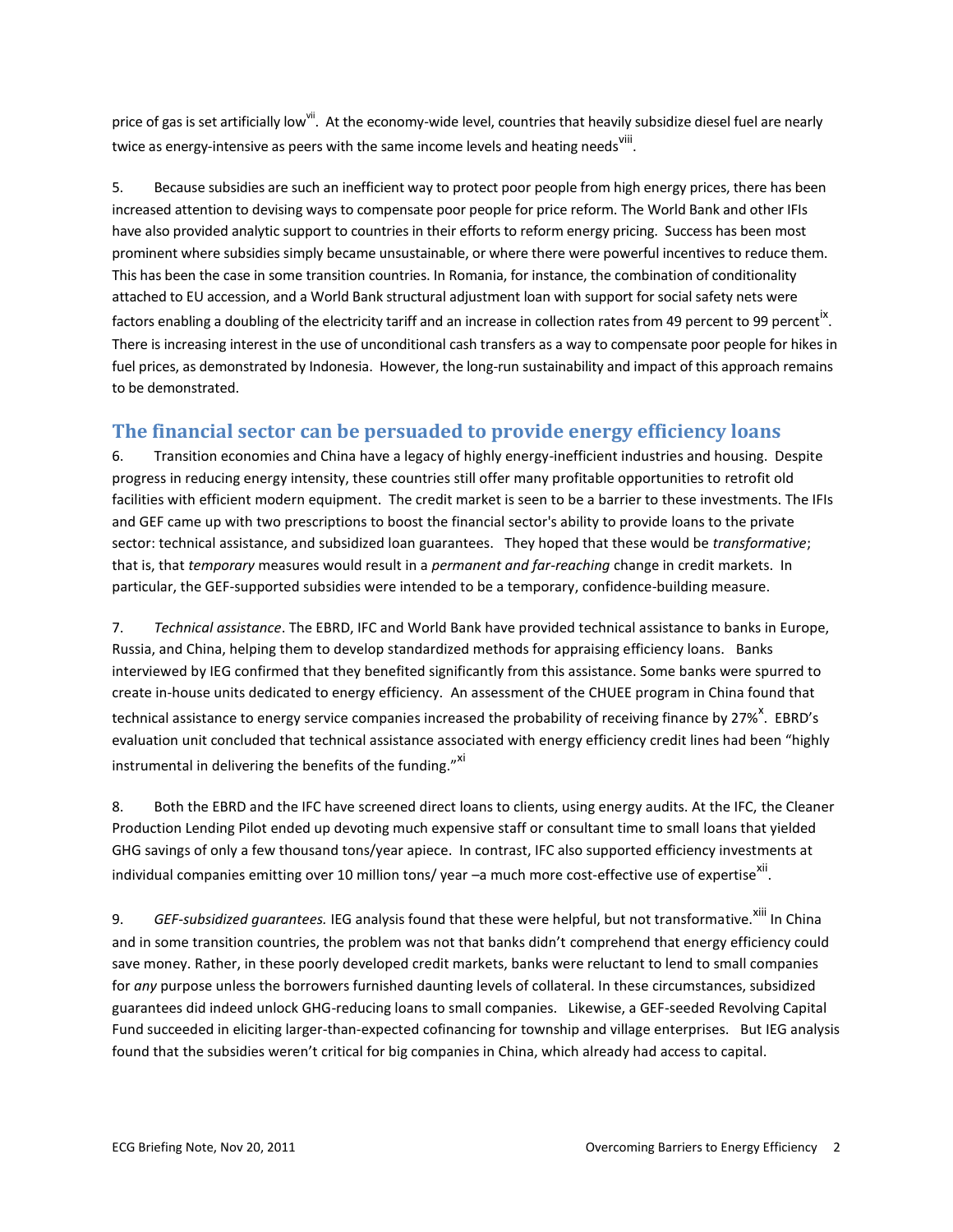price of gas is set artificially low[vii]. At the economy-wide level, countries that heavily subsidize diesel fuel are nearly twice as energy-intensive as peers with the same income levels and heating needs[viii].

5. Because subsidies are such an inefficient way to protect poor people from high energy prices, there has been increased attention to devising ways to compensate poor people for price reform. The World Bank and other IFIs have also provided analytic support to countries in their efforts to reform energy pricing. Success has been most prominent where subsidies simply became unsustainable, or where there were powerful incentives to reduce them. This has been the case in some transition countries. In Romania, for instance, the combination of conditionality attached to EU accession, and a World Bank structural adjustment loan with support for social safety nets were factors enabling a doubling of the electricity tariff and an increase in collection rates from 49 percent to 99 percent[ix]. There is increasing interest in the use of unconditional cash transfers as a way to compensate poor people for hikes in fuel prices, as demonstrated by Indonesia. However, the long-run sustainability and impact of this approach remains to be demonstrated.

## The financial sector can be persuaded to provide energy efficiency loans

6. Transition economies and China have a legacy of highly energy-inefficient industries and housing. Despite progress in reducing energy intensity, these countries still offer many profitable opportunities to retrofit old facilities with efficient modern equipment. The credit market is seen to be a barrier to these investments. The IFIs and GEF came up with two prescriptions to boost the financial sector's ability to provide loans to the private sector: technical assistance, and subsidized loan guarantees. They hoped that these would be *transformative*; that is, that *temporary* measures would result in a *permanent and far-reaching* change in credit markets. In particular, the GEF-supported subsidies were intended to be a temporary, confidence-building measure.

7. *Technical assistance*. The EBRD, IFC and World Bank have provided technical assistance to banks in Europe, Russia, and China, helping them to develop standardized methods for appraising efficiency loans. Banks interviewed by IEG confirmed that they benefited significantly from this assistance. Some banks were spurred to create in-house units dedicated to energy efficiency. An assessment of the CHUEE program in China found that technical assistance to energy service companies increased the probability of receiving finance by 27%[x]. EBRD's evaluation unit concluded that technical assistance associated with energy efficiency credit lines had been "highly instrumental in delivering the benefits of the funding."[xi]

8. Both the EBRD and the IFC have screened direct loans to clients, using energy audits. At the IFC, the Cleaner Production Lending Pilot ended up devoting much expensive staff or consultant time to small loans that yielded GHG savings of only a few thousand tons/year apiece. In contrast, IFC also supported efficiency investments at individual companies emitting over 10 million tons/ year –a much more cost-effective use of expertise[xii].

9. *GEF-subsidized guarantees.* IEG analysis found that these were helpful, but not transformative.[xiii] In China and in some transition countries, the problem was not that banks didn't comprehend that energy efficiency could save money. Rather, in these poorly developed credit markets, banks were reluctant to lend to small companies for *any* purpose unless the borrowers furnished daunting levels of collateral. In these circumstances, subsidized guarantees did indeed unlock GHG-reducing loans to small companies. Likewise, a GEF-seeded Revolving Capital Fund succeeded in eliciting larger-than-expected cofinancing for township and village enterprises. But IEG analysis found that the subsidies weren't critical for big companies in China, which already had access to capital.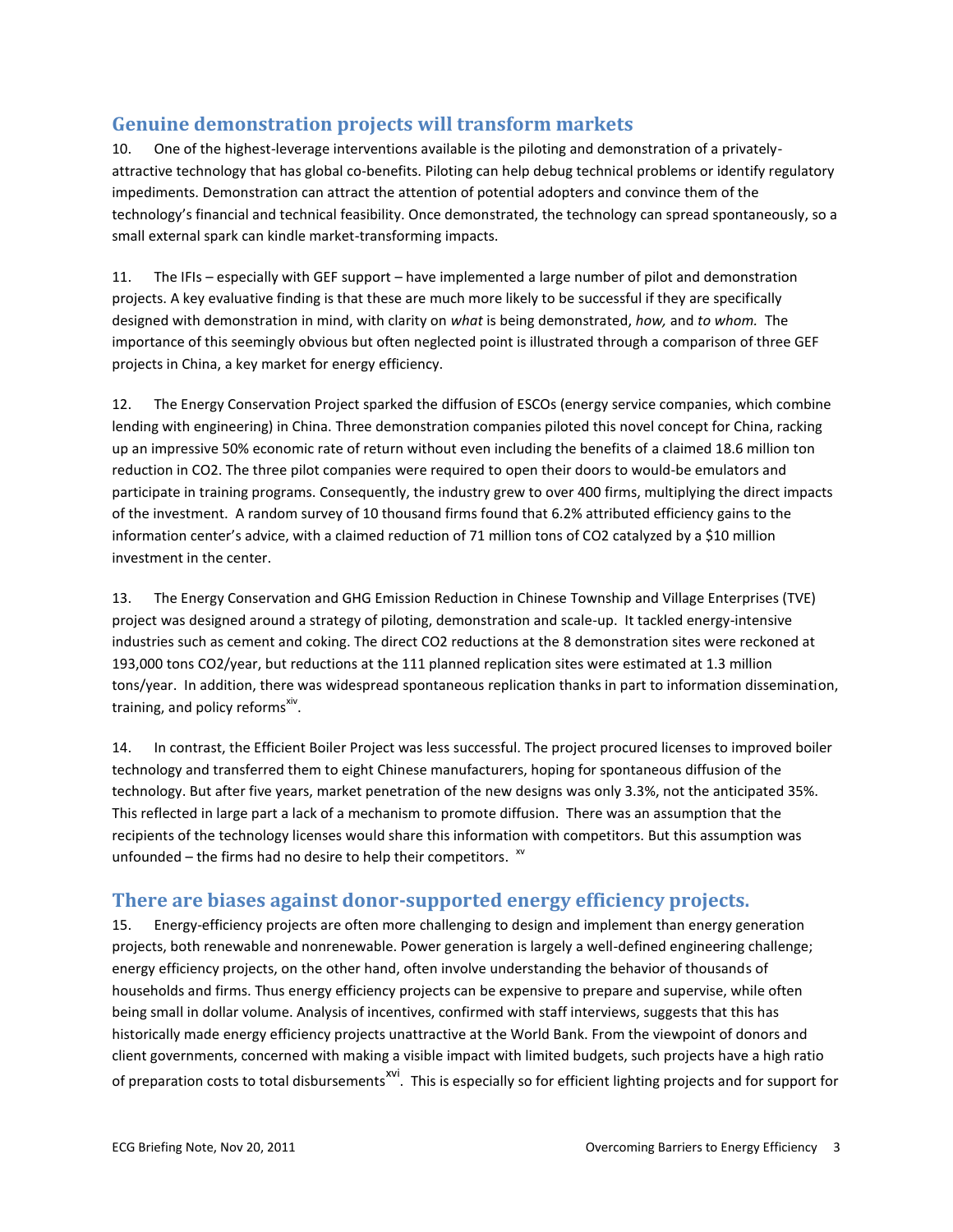## Genuine demonstration projects will transform markets

10. One of the highest-leverage interventions available is the piloting and demonstration of a privately-attractive technology that has global co-benefits. Piloting can help debug technical problems or identify regulatory impediments. Demonstration can attract the attention of potential adopters and convince them of the technology's financial and technical feasibility. Once demonstrated, the technology can spread spontaneously, so a small external spark can kindle market-transforming impacts.

11. The IFIs – especially with GEF support – have implemented a large number of pilot and demonstration projects. A key evaluative finding is that these are much more likely to be successful if they are specifically designed with demonstration in mind, with clarity on *what* is being demonstrated, *how,* and *to whom.* The importance of this seemingly obvious but often neglected point is illustrated through a comparison of three GEF projects in China, a key market for energy efficiency.

12. The Energy Conservation Project sparked the diffusion of ESCOs (energy service companies, which combine lending with engineering) in China. Three demonstration companies piloted this novel concept for China, racking up an impressive 50% economic rate of return without even including the benefits of a claimed 18.6 million ton reduction in CO2. The three pilot companies were required to open their doors to would-be emulators and participate in training programs. Consequently, the industry grew to over 400 firms, multiplying the direct impacts of the investment. A random survey of 10 thousand firms found that 6.2% attributed efficiency gains to the information center's advice, with a claimed reduction of 71 million tons of CO2 catalyzed by a $10 million investment in the center.

13. The Energy Conservation and GHG Emission Reduction in Chinese Township and Village Enterprises (TVE) project was designed around a strategy of piloting, demonstration and scale-up. It tackled energy-intensive industries such as cement and coking. The direct CO2 reductions at the 8 demonstration sites were reckoned at 193,000 tons CO2/year, but reductions at the 111 planned replication sites were estimated at 1.3 million tons/year. In addition, there was widespread spontaneous replication thanks in part to information dissemination, training, and policy reforms[xiv].

14. In contrast, the Efficient Boiler Project was less successful. The project procured licenses to improved boiler technology and transferred them to eight Chinese manufacturers, hoping for spontaneous diffusion of the technology. But after five years, market penetration of the new designs was only 3.3%, not the anticipated 35%. This reflected in large part a lack of a mechanism to promote diffusion. There was an assumption that the recipients of the technology licenses would share this information with competitors. But this assumption was unfounded – the firms had no desire to help their competitors. [xv]

## There are biases against donor-supported energy efficiency projects.

15. Energy-efficiency projects are often more challenging to design and implement than energy generation projects, both renewable and nonrenewable. Power generation is largely a well-defined engineering challenge; energy efficiency projects, on the other hand, often involve understanding the behavior of thousands of households and firms. Thus energy efficiency projects can be expensive to prepare and supervise, while often being small in dollar volume. Analysis of incentives, confirmed with staff interviews, suggests that this has historically made energy efficiency projects unattractive at the World Bank. From the viewpoint of donors and client governments, concerned with making a visible impact with limited budgets, such projects have a high ratio of preparation costs to total disbursements[xvi]. This is especially so for efficient lighting projects and for support for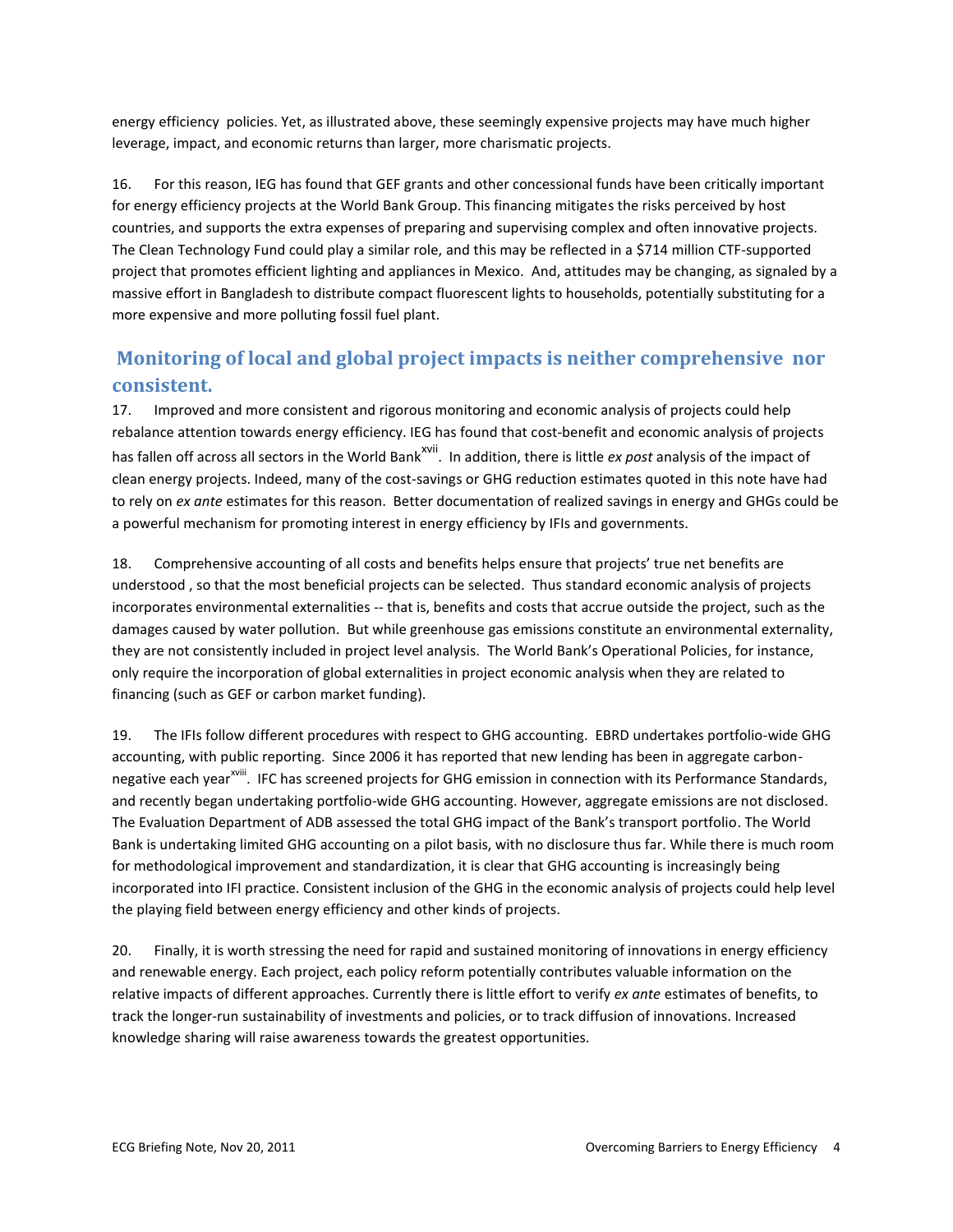energy efficiency policies. Yet, as illustrated above, these seemingly expensive projects may have much higher leverage, impact, and economic returns than larger, more charismatic projects.

16. For this reason, IEG has found that GEF grants and other concessional funds have been critically important for energy efficiency projects at the World Bank Group. This financing mitigates the risks perceived by host countries, and supports the extra expenses of preparing and supervising complex and often innovative projects. The Clean Technology Fund could play a similar role, and this may be reflected in a $714 million CTF-supported project that promotes efficient lighting and appliances in Mexico. And, attitudes may be changing, as signaled by a massive effort in Bangladesh to distribute compact fluorescent lights to households, potentially substituting for a more expensive and more polluting fossil fuel plant.

## Monitoring of local and global project impacts is neither comprehensive nor consistent.

17. Improved and more consistent and rigorous monitoring and economic analysis of projects could help rebalance attention towards energy efficiency. IEG has found that cost-benefit and economic analysis of projects has fallen off across all sectors in the World Bank[xvii]. In addition, there is little *ex post* analysis of the impact of clean energy projects. Indeed, many of the cost-savings or GHG reduction estimates quoted in this note have had to rely on *ex ante* estimates for this reason. Better documentation of realized savings in energy and GHGs could be a powerful mechanism for promoting interest in energy efficiency by IFIs and governments.

18. Comprehensive accounting of all costs and benefits helps ensure that projects' true net benefits are understood , so that the most beneficial projects can be selected. Thus standard economic analysis of projects incorporates environmental externalities -- that is, benefits and costs that accrue outside the project, such as the damages caused by water pollution. But while greenhouse gas emissions constitute an environmental externality, they are not consistently included in project level analysis. The World Bank's Operational Policies, for instance, only require the incorporation of global externalities in project economic analysis when they are related to financing (such as GEF or carbon market funding).

19. The IFIs follow different procedures with respect to GHG accounting. EBRD undertakes portfolio-wide GHG accounting, with public reporting. Since 2006 it has reported that new lending has been in aggregate carbon-negative each year[xviii]. IFC has screened projects for GHG emission in connection with its Performance Standards, and recently began undertaking portfolio-wide GHG accounting. However, aggregate emissions are not disclosed. The Evaluation Department of ADB assessed the total GHG impact of the Bank's transport portfolio. The World Bank is undertaking limited GHG accounting on a pilot basis, with no disclosure thus far. While there is much room for methodological improvement and standardization, it is clear that GHG accounting is increasingly being incorporated into IFI practice. Consistent inclusion of the GHG in the economic analysis of projects could help level the playing field between energy efficiency and other kinds of projects.

20. Finally, it is worth stressing the need for rapid and sustained monitoring of innovations in energy efficiency and renewable energy. Each project, each policy reform potentially contributes valuable information on the relative impacts of different approaches. Currently there is little effort to verify *ex ante* estimates of benefits, to track the longer-run sustainability of investments and policies, or to track diffusion of innovations. Increased knowledge sharing will raise awareness towards the greatest opportunities.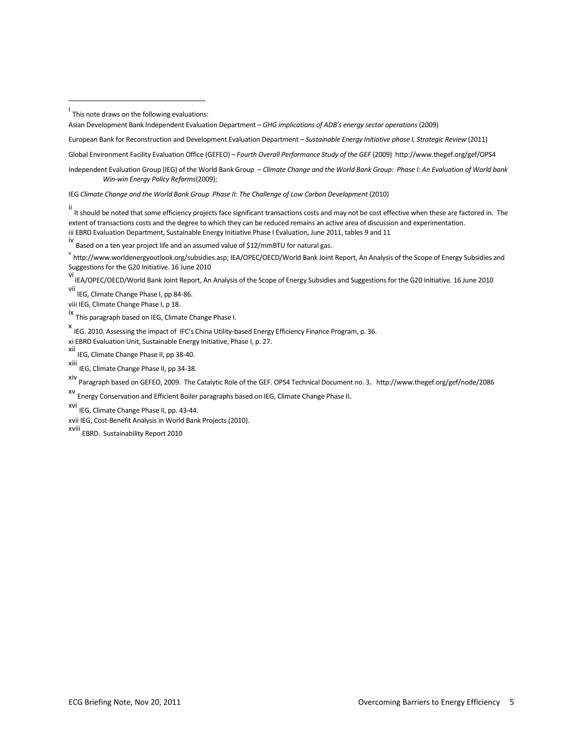[i] This note draws on the following evaluations:

Asian Development Bank Independent Evaluation Department – *GHG implications of ADB's energy sector operations* (2009)

European Bank for Reconstruction and Development Evaluation Department – *Sustainable Energy Initiative phase I, Strategic Review* (2011)

Global Environment Facility Evaluation Office (GEFEO) – *Fourth Overall Performance Study of the GEF* (2009) http://www.thegef.org/gef/OPS4

Independent Evaluation Group (IEG) of the World Bank Group – *Climate Change and the World Bank Group: Phase I: An Evaluation of World bank Win-win Energy Policy Reforms*(2009);

IEG *Climate Change and the World Bank Group Phase II: The Challenge of Low Carbon Development* (2010)

[ii] It should be noted that some efficiency projects face significant transactions costs and may not be cost effective when these are factored in. The extent of transactions costs and the degree to which they can be reduced remains an active area of discussion and experimentation.

[iii] EBRD Evaluation Department, Sustainable Energy Initiative Phase I Evaluation, June 2011, tables 9 and 11

[iv] Based on a ten year project life and an assumed value of $12/mmBTU for natural gas.

[v] http://www.worldenergyoutlook.org/subsidies.asp; IEA/OPEC/OECD/World Bank Joint Report, An Analysis of the Scope of Energy Subsidies and Suggestions for the G20 Initiative. 16 June 2010

[vi] IEA/OPEC/OECD/World Bank Joint Report, An Analysis of the Scope of Energy Subsidies and Suggestions for the G20 Initiative. 16 June 2010

[vii] IEG, Climate Change Phase I, pp 84-86.

[viii] IEG, Climate Change Phase I, p 18.

[ix] This paragraph based on IEG, Climate Change Phase I.

[x] IEG. 2010. Assessing the impact of IFC's China Utility-based Energy Efficiency Finance Program, p. 36.

[xi] EBRD Evaluation Unit, Sustainable Energy Initiative, Phase I, p. 27.

[xii] IEG, Climate Change Phase II, pp 38-40.

[xiii] IEG, Climate Change Phase II, pp 34-38.

[xiv] Paragraph based on GEFEO, 2009. The Catalytic Role of the GEF. OPS4 Technical Document no. 3. http://www.thegef.org/gef/node/2086

[xv] Energy Conservation and Efficient Boiler paragraphs based on IEG, Climate Change Phase II.

[xvi] IEG, Climate Change Phase II, pp. 43-44.

[xvii] IEG, Cost-Benefit Analysis in World Bank Projects (2010).

[xviii] EBRD. Sustainability Report 2010